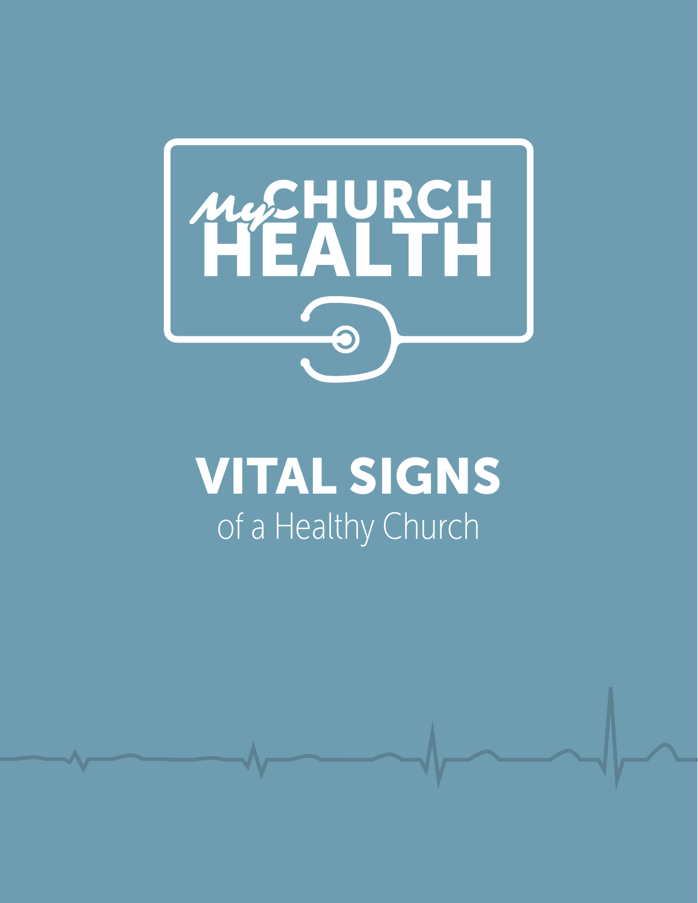# MyCHURCH HEALTH

## VITAL SIGNS

of a Healthy Church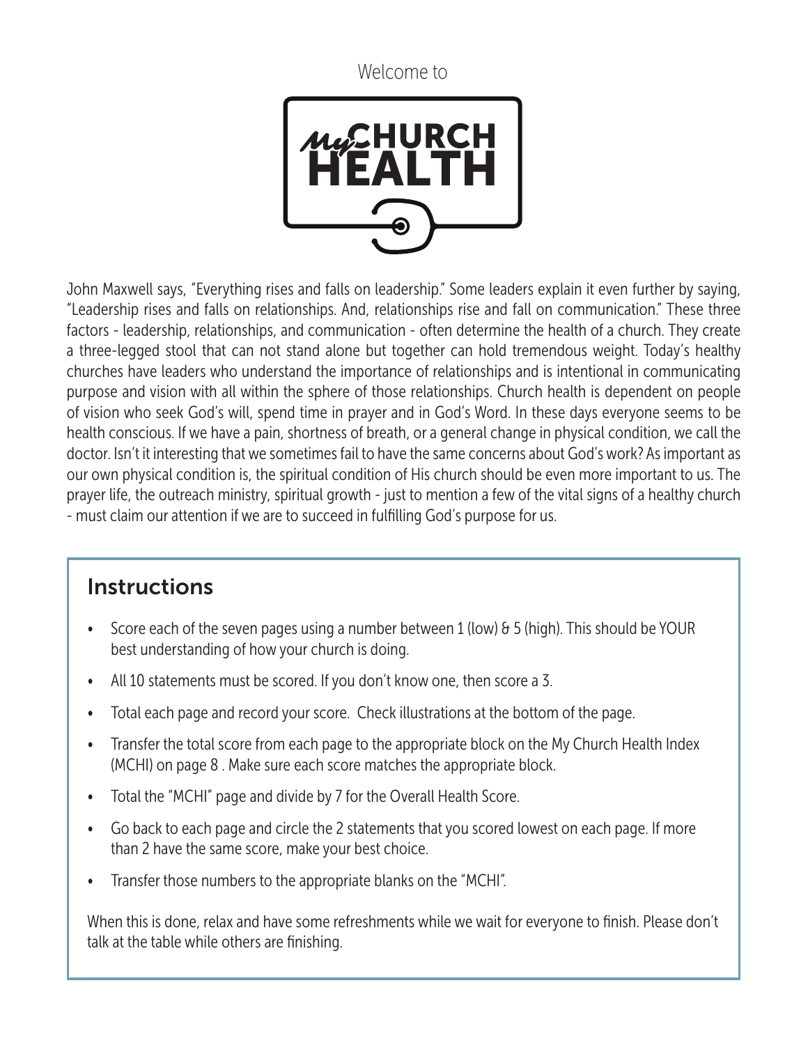Welcome to

# My CHURCH HEALTH

John Maxwell says, "Everything rises and falls on leadership." Some leaders explain it even further by saying, "Leadership rises and falls on relationships. And, relationships rise and fall on communication." These three factors - leadership, relationships, and communication - often determine the health of a church. They create a three-legged stool that can not stand alone but together can hold tremendous weight. Today's healthy churches have leaders who understand the importance of relationships and is intentional in communicating purpose and vision with all within the sphere of those relationships. Church health is dependent on people of vision who seek God's will, spend time in prayer and in God's Word. In these days everyone seems to be health conscious. If we have a pain, shortness of breath, or a general change in physical condition, we call the doctor. Isn't it interesting that we sometimes fail to have the same concerns about God's work? As important as our own physical condition is, the spiritual condition of His church should be even more important to us. The prayer life, the outreach ministry, spiritual growth - just to mention a few of the vital signs of a healthy church - must claim our attention if we are to succeed in fulfilling God's purpose for us.

## Instructions

- Score each of the seven pages using a number between 1 (low) & 5 (high). This should be YOUR best understanding of how your church is doing.
- All 10 statements must be scored. If you don't know one, then score a 3.
- Total each page and record your score. Check illustrations at the bottom of the page.
- Transfer the total score from each page to the appropriate block on the My Church Health Index (MCHI) on page 8 . Make sure each score matches the appropriate block.
- Total the "MCHI" page and divide by 7 for the Overall Health Score.
- Go back to each page and circle the 2 statements that you scored lowest on each page. If more than 2 have the same score, make your best choice.
- Transfer those numbers to the appropriate blanks on the "MCHI".

When this is done, relax and have some refreshments while we wait for everyone to finish. Please don't talk at the table while others are finishing.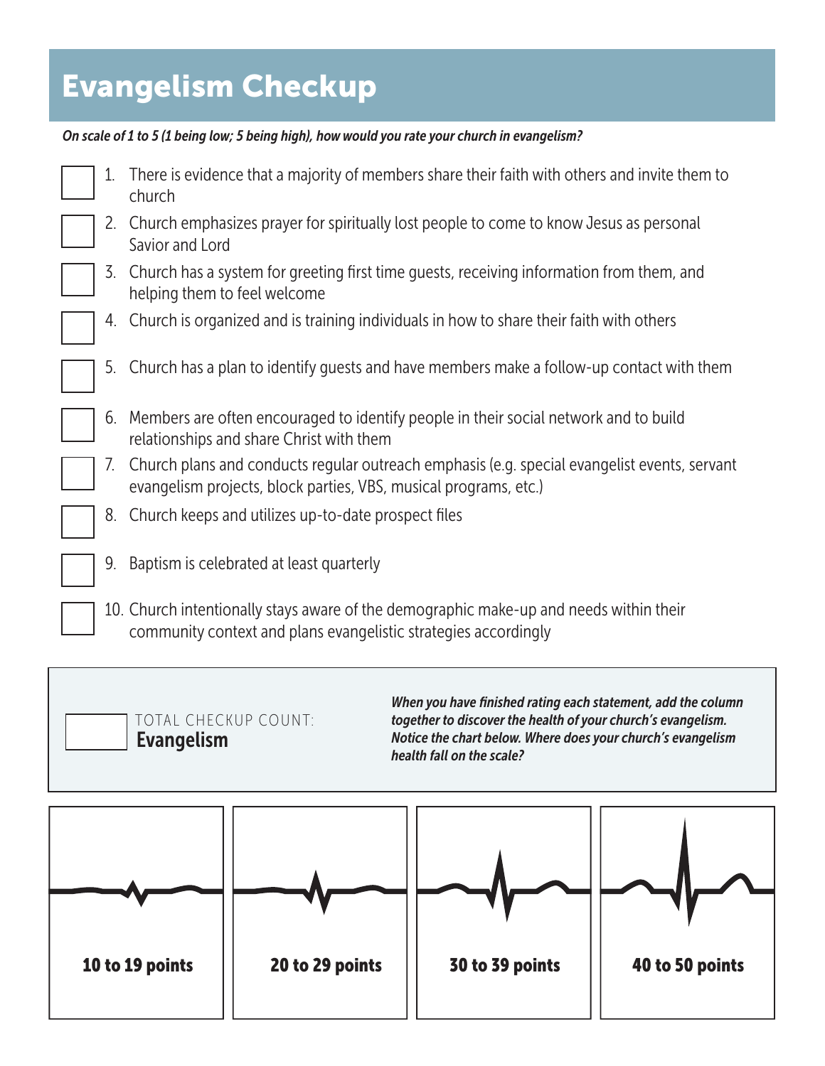# Evangelism Checkup

*On scale of 1 to 5 (1 being low; 5 being high), how would you rate your church in evangelism?*

1. There is evidence that a majority of members share their faith with others and invite them to church
2. Church emphasizes prayer for spiritually lost people to come to know Jesus as personal Savior and Lord
3. Church has a system for greeting first time guests, receiving information from them, and helping them to feel welcome
4. Church is organized and is training individuals in how to share their faith with others
5. Church has a plan to identify guests and have members make a follow-up contact with them
6. Members are often encouraged to identify people in their social network and to build relationships and share Christ with them
7. Church plans and conducts regular outreach emphasis (e.g. special evangelist events, servant evangelism projects, block parties, VBS, musical programs, etc.)
8. Church keeps and utilizes up-to-date prospect files
9. Baptism is celebrated at least quarterly
10. Church intentionally stays aware of the demographic make-up and needs within their community context and plans evangelistic strategies accordingly

TOTAL CHECKUP COUNT:
**Evangelism**

***When you have finished rating each statement, add the column together to discover the health of your church's evangelism. Notice the chart below. Where does your church's evangelism health fall on the scale?***

| **10 to 19 points** | **20 to 29 points** | **30 to 39 points** | **40 to 50 points** |
|---|---|---|---|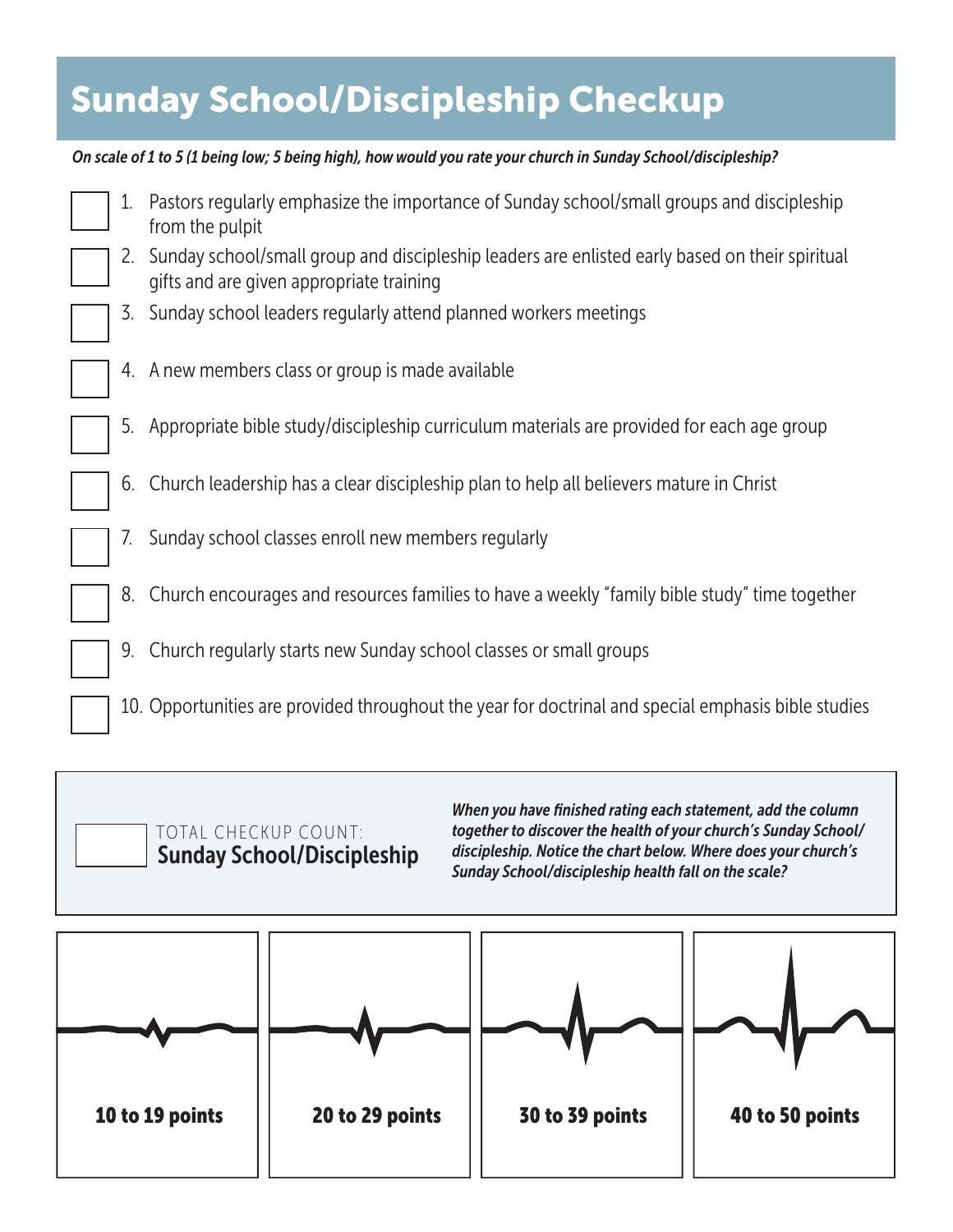# Sunday School/Discipleship Checkup

*On scale of 1 to 5 (1 being low; 5 being high), how would you rate your church in Sunday School/discipleship?*

1. Pastors regularly emphasize the importance of Sunday school/small groups and discipleship from the pulpit
2. Sunday school/small group and discipleship leaders are enlisted early based on their spiritual gifts and are given appropriate training
3. Sunday school leaders regularly attend planned workers meetings
4. A new members class or group is made available
5. Appropriate bible study/discipleship curriculum materials are provided for each age group
6. Church leadership has a clear discipleship plan to help all believers mature in Christ
7. Sunday school classes enroll new members regularly
8. Church encourages and resources families to have a weekly "family bible study" time together
9. Church regularly starts new Sunday school classes or small groups
10. Opportunities are provided throughout the year for doctrinal and special emphasis bible studies

TOTAL CHECKUP COUNT:
**Sunday School/Discipleship**

***When you have finished rating each statement, add the column together to discover the health of your church's Sunday School/discipleship. Notice the chart below. Where does your church's Sunday School/discipleship health fall on the scale?***

| **10 to 19 points** | **20 to 29 points** | **30 to 39 points** | **40 to 50 points** |
| --- | --- | --- | --- |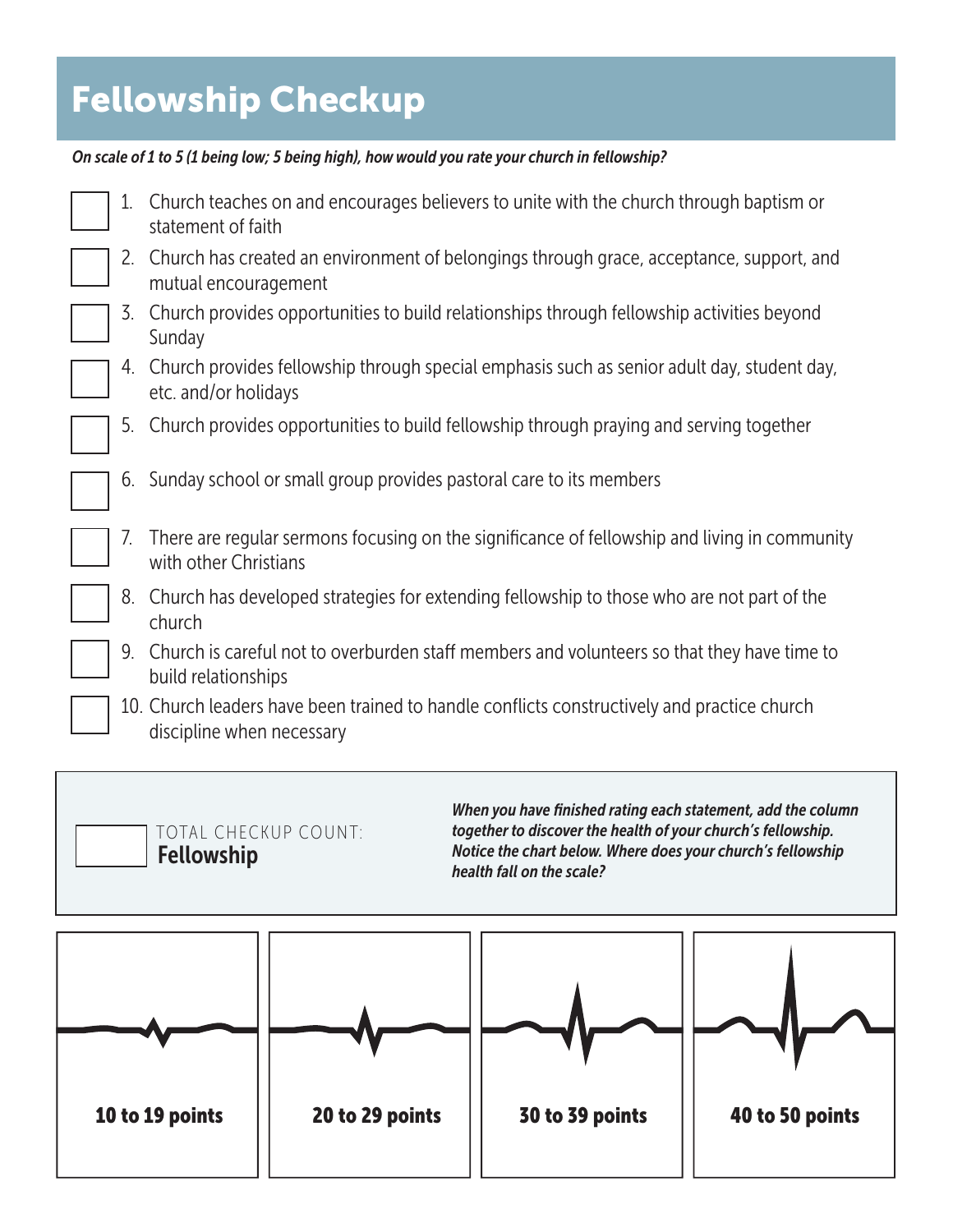# Fellowship Checkup

*On scale of 1 to 5 (1 being low; 5 being high), how would you rate your church in fellowship?*

1. Church teaches on and encourages believers to unite with the church through baptism or statement of faith
2. Church has created an environment of belongings through grace, acceptance, support, and mutual encouragement
3. Church provides opportunities to build relationships through fellowship activities beyond Sunday
4. Church provides fellowship through special emphasis such as senior adult day, student day, etc. and/or holidays
5. Church provides opportunities to build fellowship through praying and serving together
6. Sunday school or small group provides pastoral care to its members
7. There are regular sermons focusing on the significance of fellowship and living in community with other Christians
8. Church has developed strategies for extending fellowship to those who are not part of the church
9. Church is careful not to overburden staff members and volunteers so that they have time to build relationships
10. Church leaders have been trained to handle conflicts constructively and practice church discipline when necessary

TOTAL CHECKUP COUNT:
**Fellowship**

***When you have finished rating each statement, add the column together to discover the health of your church's fellowship. Notice the chart below. Where does your church's fellowship health fall on the scale?***

| **10 to 19 points** | **20 to 29 points** | **30 to 39 points** | **40 to 50 points** |
| --- | --- | --- | --- |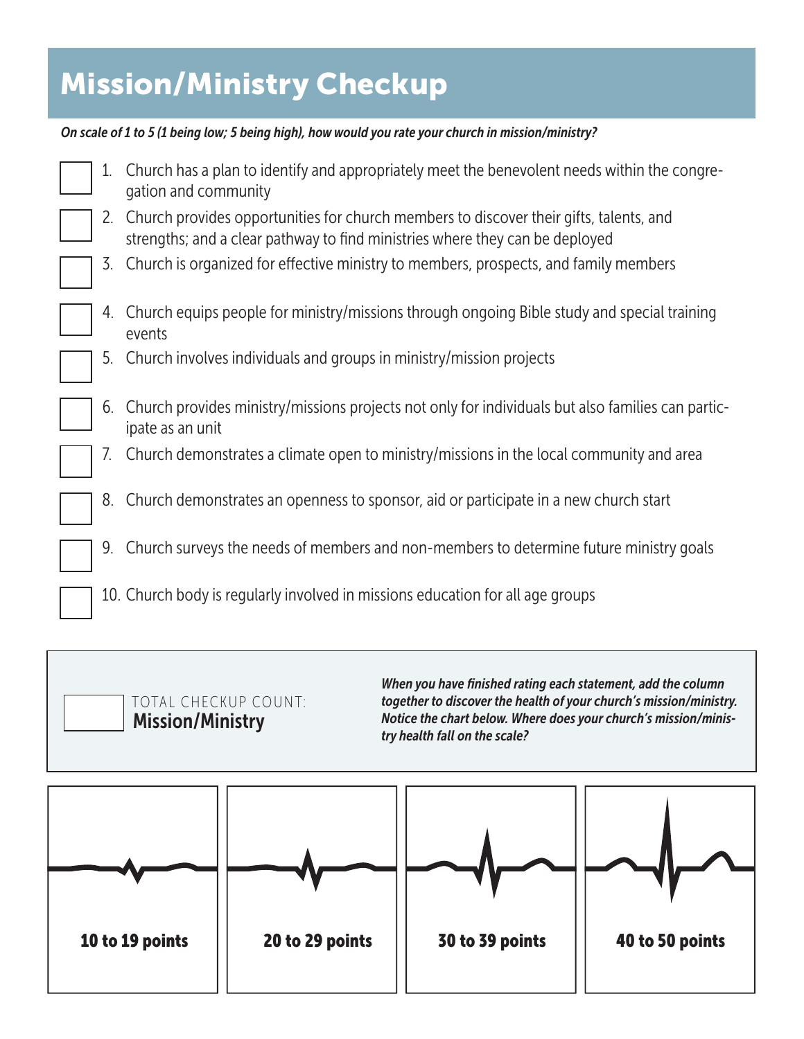# Mission/Ministry Checkup

*On scale of 1 to 5 (1 being low; 5 being high), how would you rate your church in mission/ministry?*

1. Church has a plan to identify and appropriately meet the benevolent needs within the congregation and community
2. Church provides opportunities for church members to discover their gifts, talents, and strengths; and a clear pathway to find ministries where they can be deployed
3. Church is organized for effective ministry to members, prospects, and family members
4. Church equips people for ministry/missions through ongoing Bible study and special training events
5. Church involves individuals and groups in ministry/mission projects
6. Church provides ministry/missions projects not only for individuals but also families can participate as an unit
7. Church demonstrates a climate open to ministry/missions in the local community and area
8. Church demonstrates an openness to sponsor, aid or participate in a new church start
9. Church surveys the needs of members and non-members to determine future ministry goals
10. Church body is regularly involved in missions education for all age groups

TOTAL CHECKUP COUNT:
**Mission/Ministry**

***When you have finished rating each statement, add the column together to discover the health of your church's mission/ministry. Notice the chart below. Where does your church's mission/ministry health fall on the scale?***

| 10 to 19 points | 20 to 29 points | 30 to 39 points | 40 to 50 points |
|---|---|---|---|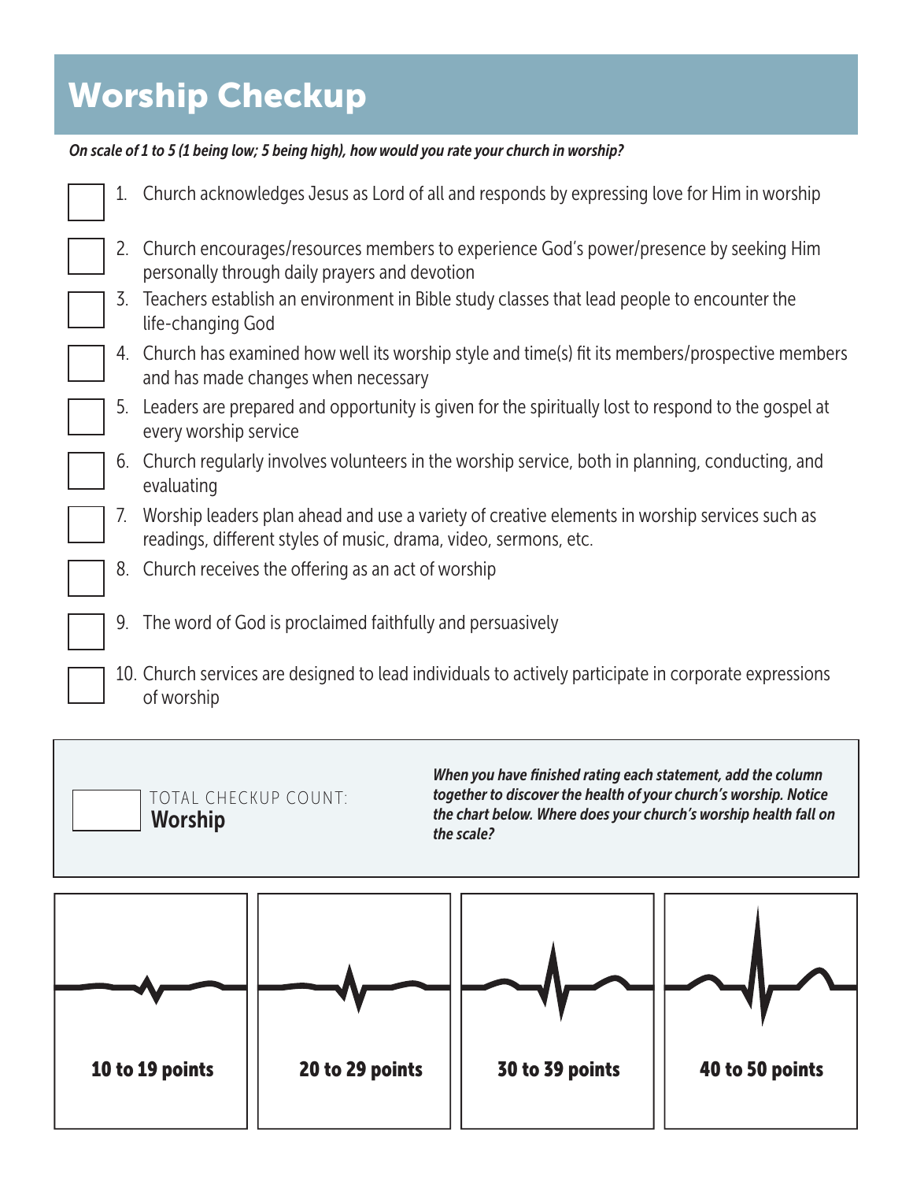# Worship Checkup

*On scale of 1 to 5 (1 being low; 5 being high), how would you rate your church in worship?*

1. Church acknowledges Jesus as Lord of all and responds by expressing love for Him in worship
2. Church encourages/resources members to experience God's power/presence by seeking Him personally through daily prayers and devotion
3. Teachers establish an environment in Bible study classes that lead people to encounter the life-changing God
4. Church has examined how well its worship style and time(s) fit its members/prospective members and has made changes when necessary
5. Leaders are prepared and opportunity is given for the spiritually lost to respond to the gospel at every worship service
6. Church regularly involves volunteers in the worship service, both in planning, conducting, and evaluating
7. Worship leaders plan ahead and use a variety of creative elements in worship services such as readings, different styles of music, drama, video, sermons, etc.
8. Church receives the offering as an act of worship
9. The word of God is proclaimed faithfully and persuasively
10. Church services are designed to lead individuals to actively participate in corporate expressions of worship

TOTAL CHECKUP COUNT:
**Worship**

***When you have finished rating each statement, add the column together to discover the health of your church's worship. Notice the chart below. Where does your church's worship health fall on the scale?***

| **10 to 19 points** | **20 to 29 points** | **30 to 39 points** | **40 to 50 points** |
|---|---|---|---|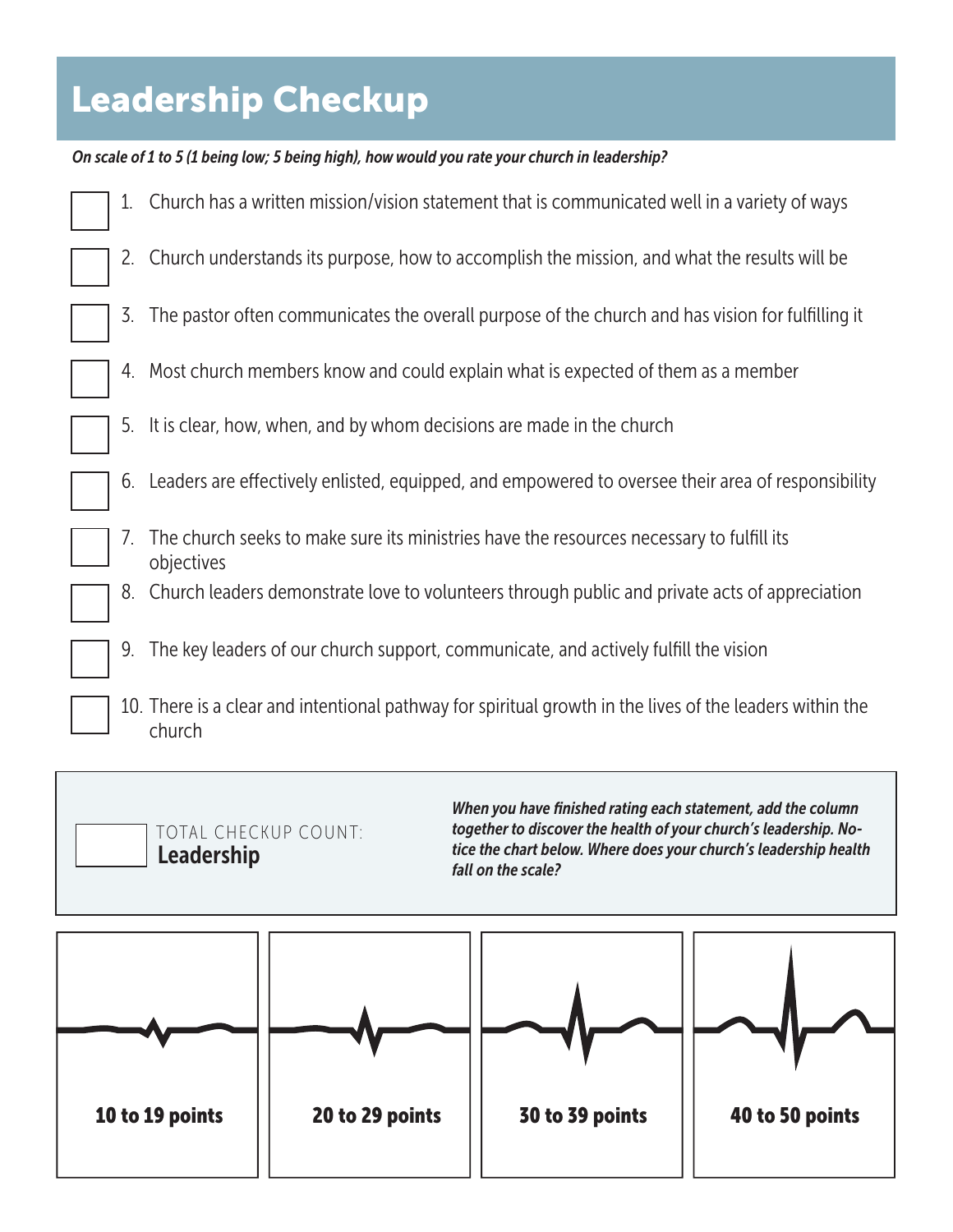# Leadership Checkup

*On scale of 1 to 5 (1 being low; 5 being high), how would you rate your church in leadership?*

☐ 1. Church has a written mission/vision statement that is communicated well in a variety of ways

☐ 2. Church understands its purpose, how to accomplish the mission, and what the results will be

☐ 3. The pastor often communicates the overall purpose of the church and has vision for fulfilling it

☐ 4. Most church members know and could explain what is expected of them as a member

☐ 5. It is clear, how, when, and by whom decisions are made in the church

☐ 6. Leaders are effectively enlisted, equipped, and empowered to oversee their area of responsibility

☐ 7. The church seeks to make sure its ministries have the resources necessary to fulfill its objectives

☐ 8. Church leaders demonstrate love to volunteers through public and private acts of appreciation

☐ 9. The key leaders of our church support, communicate, and actively fulfill the vision

☐ 10. There is a clear and intentional pathway for spiritual growth in the lives of the leaders within the church

☐ TOTAL CHECKUP COUNT: **Leadership**

***When you have finished rating each statement, add the column together to discover the health of your church's leadership. Notice the chart below. Where does your church's leadership health fall on the scale?***

| **10 to 19 points** | **20 to 29 points** | **30 to 39 points** | **40 to 50 points** |
|---|---|---|---|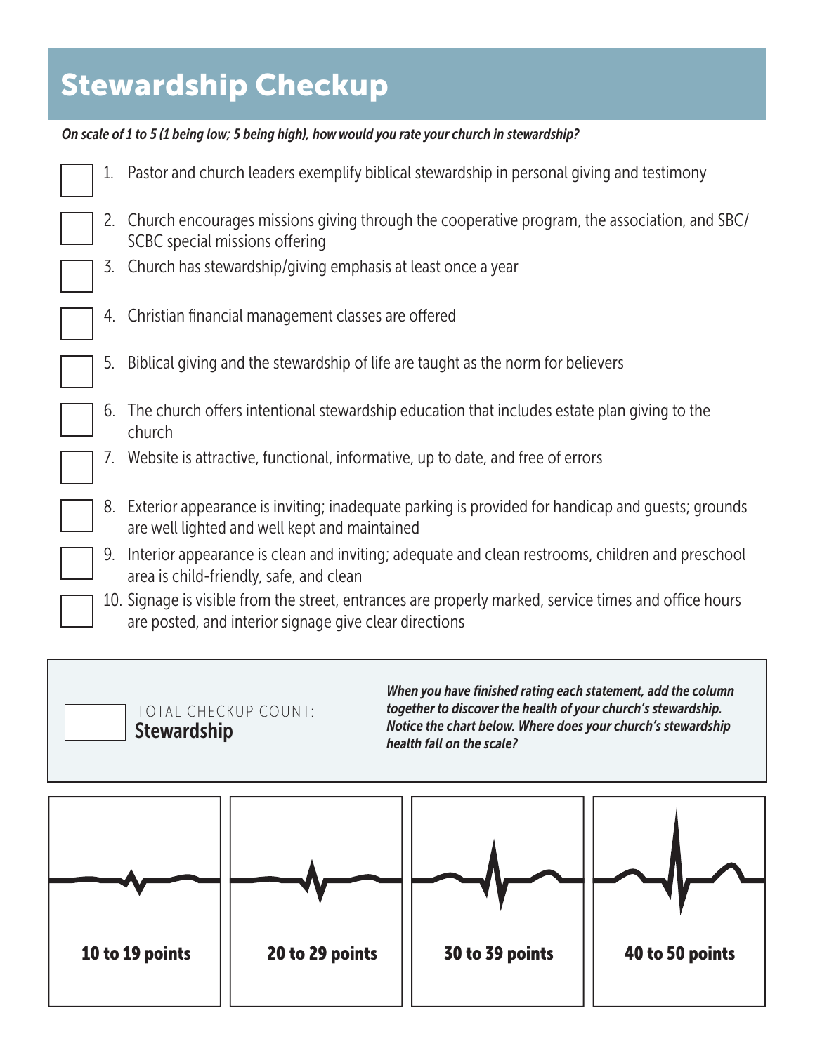# Stewardship Checkup

*On scale of 1 to 5 (1 being low; 5 being high), how would you rate your church in stewardship?*

☐ 1. Pastor and church leaders exemplify biblical stewardship in personal giving and testimony

☐ 2. Church encourages missions giving through the cooperative program, the association, and SBC/SCBC special missions offering

☐ 3. Church has stewardship/giving emphasis at least once a year

☐ 4. Christian financial management classes are offered

☐ 5. Biblical giving and the stewardship of life are taught as the norm for believers

☐ 6. The church offers intentional stewardship education that includes estate plan giving to the church

☐ 7. Website is attractive, functional, informative, up to date, and free of errors

☐ 8. Exterior appearance is inviting; inadequate parking is provided for handicap and guests; grounds are well lighted and well kept and maintained

☐ 9. Interior appearance is clean and inviting; adequate and clean restrooms, children and preschool area is child-friendly, safe, and clean

☐ 10. Signage is visible from the street, entrances are properly marked, service times and office hours are posted, and interior signage give clear directions

☐ TOTAL CHECKUP COUNT:
**Stewardship**

***When you have finished rating each statement, add the column together to discover the health of your church's stewardship. Notice the chart below. Where does your church's stewardship health fall on the scale?***

| **10 to 19 points** | **20 to 29 points** | **30 to 39 points** | **40 to 50 points** |
|---|---|---|---|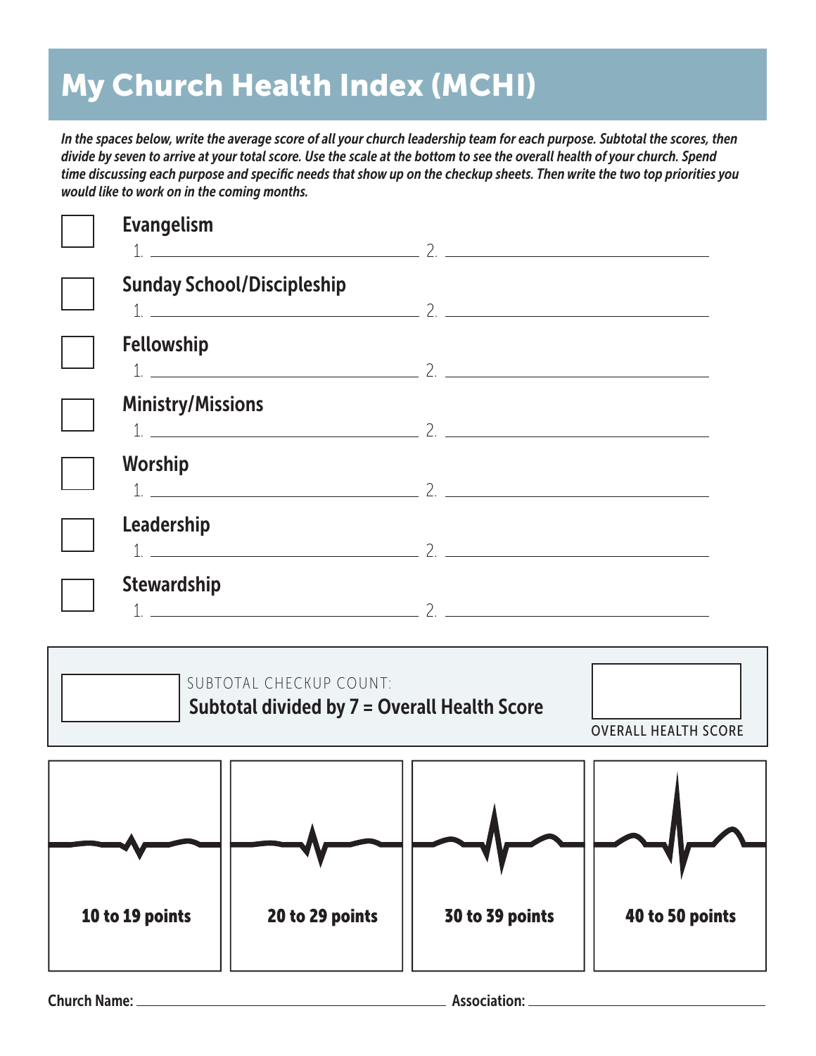# My Church Health Index (MCHI)

*In the spaces below, write the average score of all your church leadership team for each purpose. Subtotal the scores, then divide by seven to arrive at your total score. Use the scale at the bottom to see the overall health of your church. Spend time discussing each purpose and specific needs that show up on the checkup sheets. Then write the two top priorities you would like to work on in the coming months.*

☐ **Evangelism**
1. ______________________ 2. ______________________

☐ **Sunday School/Discipleship**
1. ______________________ 2. ______________________

☐ **Fellowship**
1. ______________________ 2. ______________________

☐ **Ministry/Missions**
1. ______________________ 2. ______________________

☐ **Worship**
1. ______________________ 2. ______________________

☐ **Leadership**
1. ______________________ 2. ______________________

☐ **Stewardship**
1. ______________________ 2. ______________________

☐ SUBTOTAL CHECKUP COUNT:
**Subtotal divided by 7 = Overall Health Score**

☐ OVERALL HEALTH SCORE

| **10 to 19 points** | **20 to 29 points** | **30 to 39 points** | **40 to 50 points** |
|---|---|---|---|

**Church Name:** ______________________ **Association:** ______________________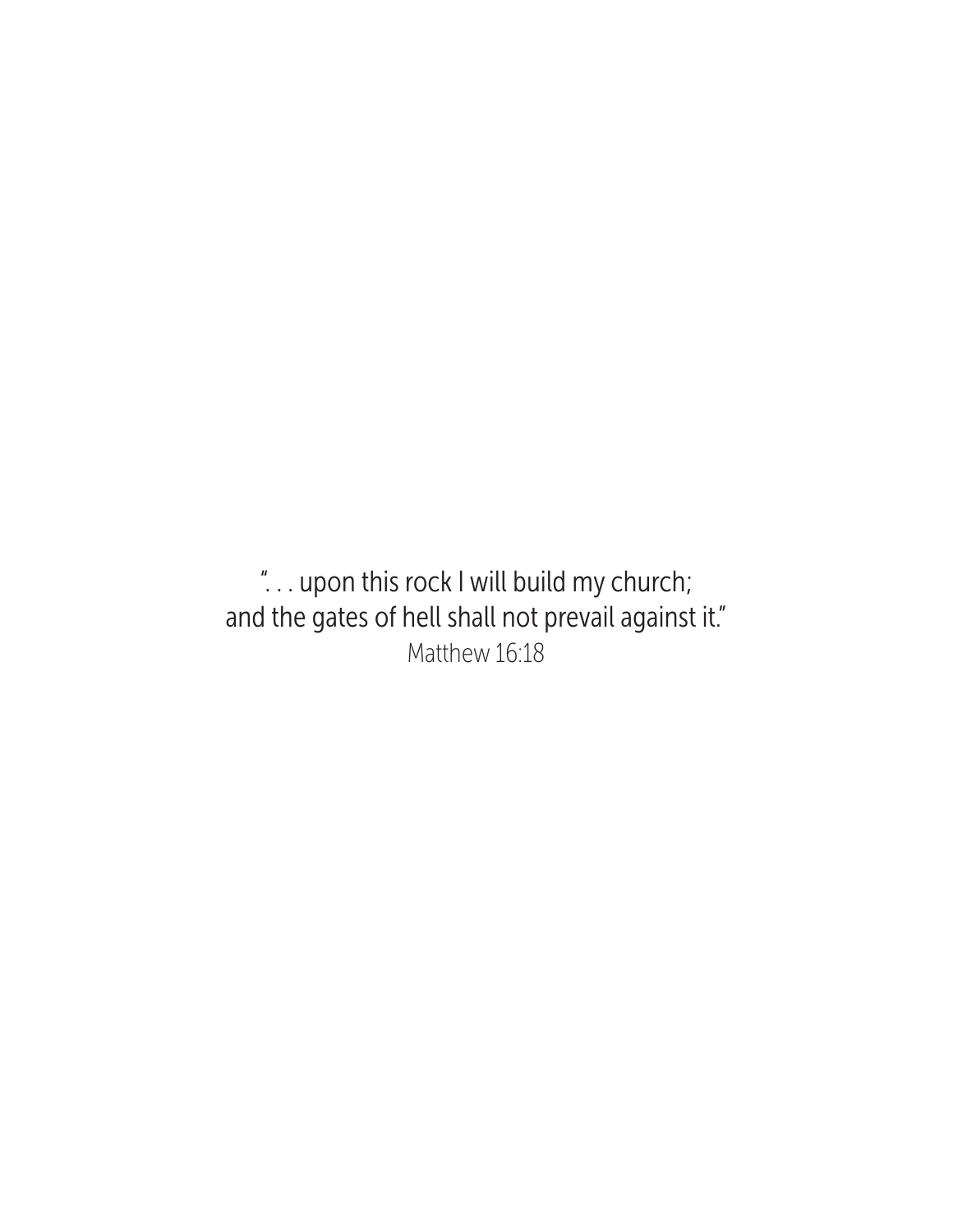". . . upon this rock I will build my church;
and the gates of hell shall not prevail against it."
Matthew 16:18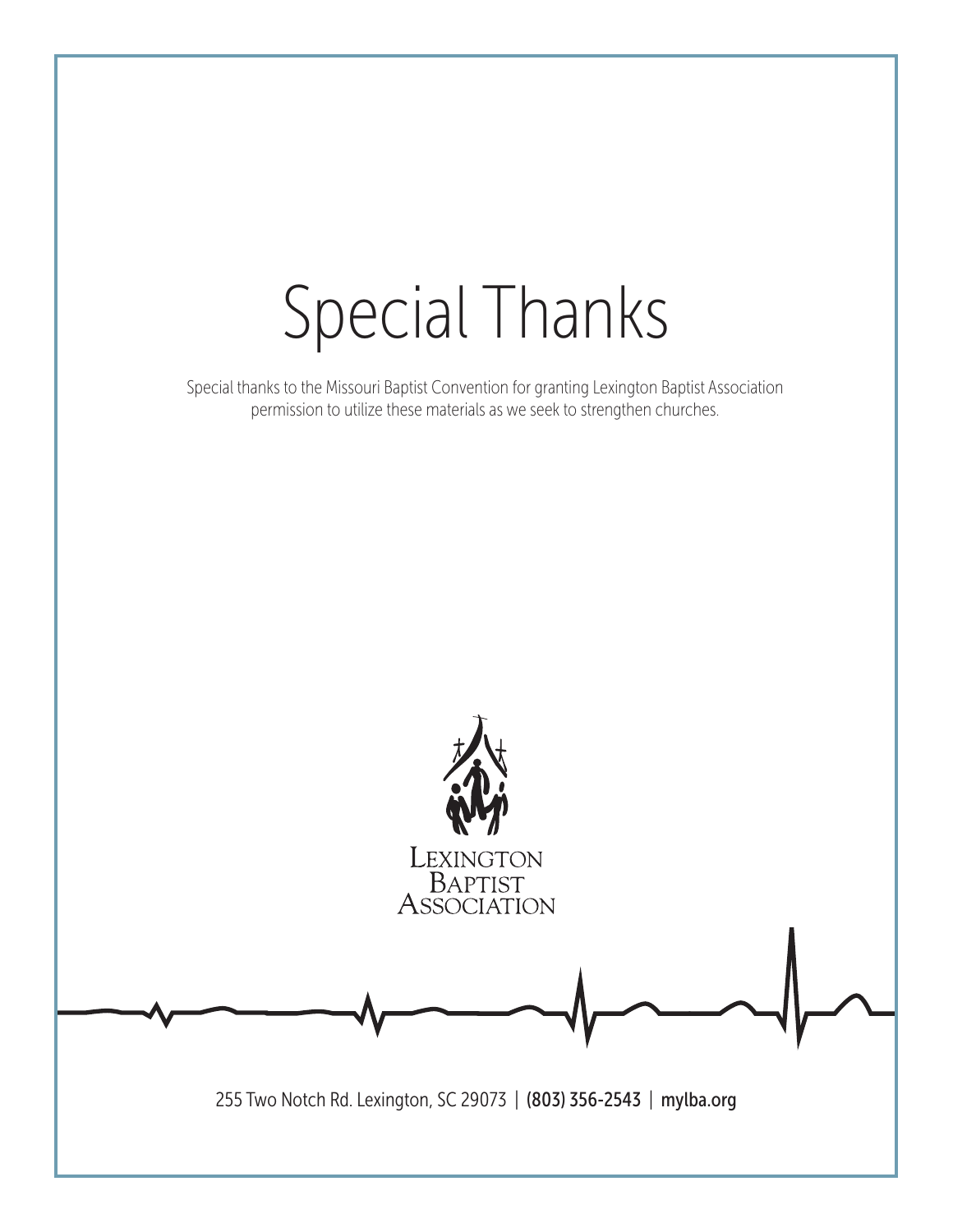# Special Thanks

Special thanks to the Missouri Baptist Convention for granting Lexington Baptist Association permission to utilize these materials as we seek to strengthen churches.

Lexington Baptist Association

255 Two Notch Rd. Lexington, SC 29073 | **(803) 356-2543** | **mylba.org**